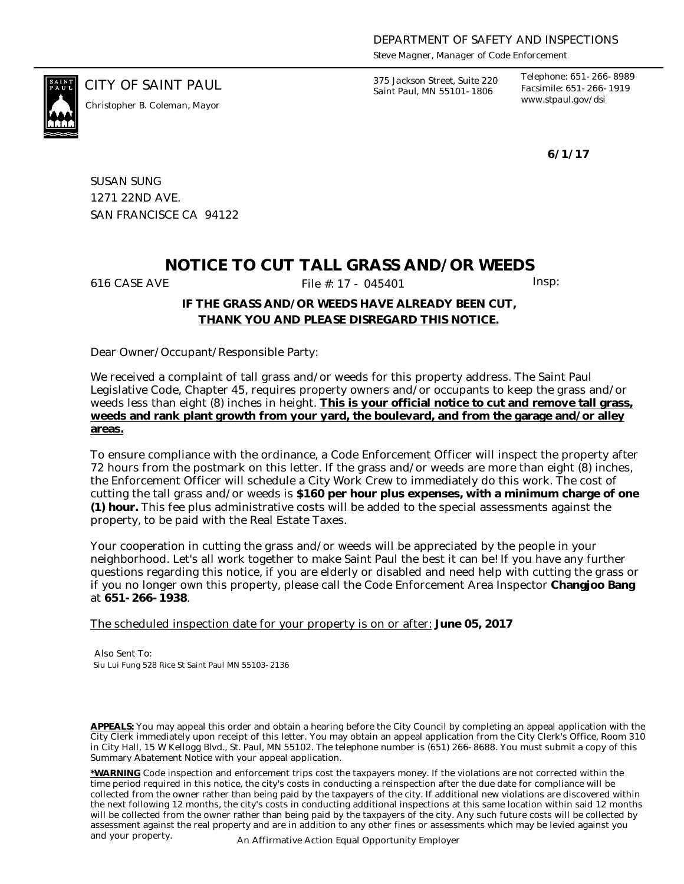DEPARTMENT OF SAFETY AND INSPECTIONS

*Steve Magner, Manager of Code Enforcement*

CITY OF SAINT PAUL

*Christopher B. Coleman, Mayor*

375 Jackson Street, Suite 220
Saint Paul, MN 55101-1806

Telephone: 651-266-8989
Facsimile: 651-266-1919
www.stpaul.gov/dsi

**6/1/17**

SUSAN SUNG
1271 22ND AVE.
SAN FRANCISCE CA 94122

# NOTICE TO CUT TALL GRASS AND/OR WEEDS

616 CASE AVE File #: 17 - 045401 Insp:

**IF THE GRASS AND/OR WEEDS HAVE ALREADY BEEN CUT,**
**<u>THANK YOU AND PLEASE DISREGARD THIS NOTICE.</u>**

Dear Owner/Occupant/Responsible Party:

We received a complaint of tall grass and/or weeds for this property address. The Saint Paul Legislative Code, Chapter 45, requires property owners and/or occupants to keep the grass and/or weeds less than eight (8) inches in height. **<u>This is your official notice to cut and remove tall grass, weeds and rank plant growth from your yard, the boulevard, and from the garage and/or alley areas.</u>**

To ensure compliance with the ordinance, a Code Enforcement Officer will inspect the property after 72 hours from the postmark on this letter. If the grass and/or weeds are more than eight (8) inches, the Enforcement Officer will schedule a City Work Crew to immediately do this work. The cost of cutting the tall grass and/or weeds is **$160 per hour plus expenses, with a minimum charge of one (1) hour.** This fee plus administrative costs will be added to the special assessments against the property, to be paid with the Real Estate Taxes.

Your cooperation in cutting the grass and/or weeds will be appreciated by the people in your neighborhood. Let's all work together to make Saint Paul the best it can be! If you have any further questions regarding this notice, if you are elderly or disabled and need help with cutting the grass or if you no longer own this property, please call the Code Enforcement Area Inspector **Changjoo Bang** at **651-266-1938**.

<u>The scheduled inspection date for your property is on or after:</u> **June 05, 2017**

Also Sent To:
Siu Lui Fung 528 Rice St Saint Paul MN 55103-2136

**<u>APPEALS:</u>** You may appeal this order and obtain a hearing before the City Council by completing an appeal application with the City Clerk immediately upon receipt of this letter. You may obtain an appeal application from the City Clerk's Office, Room 310 in City Hall, 15 W Kellogg Blvd., St. Paul, MN 55102. The telephone number is (651) 266-8688. You must submit a copy of this Summary Abatement Notice with your appeal application.

**<u>*WARNING</u>** Code inspection and enforcement trips cost the taxpayers money. If the violations are not corrected within the time period required in this notice, the city's costs in conducting a reinspection after the due date for compliance will be collected from the owner rather than being paid by the taxpayers of the city. If additional new violations are discovered within the next following 12 months, the city's costs in conducting additional inspections at this same location within said 12 months will be collected from the owner rather than being paid by the taxpayers of the city. Any such future costs will be collected by assessment against the real property and are in addition to any other fines or assessments which may be levied against you and your property.

An Affirmative Action Equal Opportunity Employer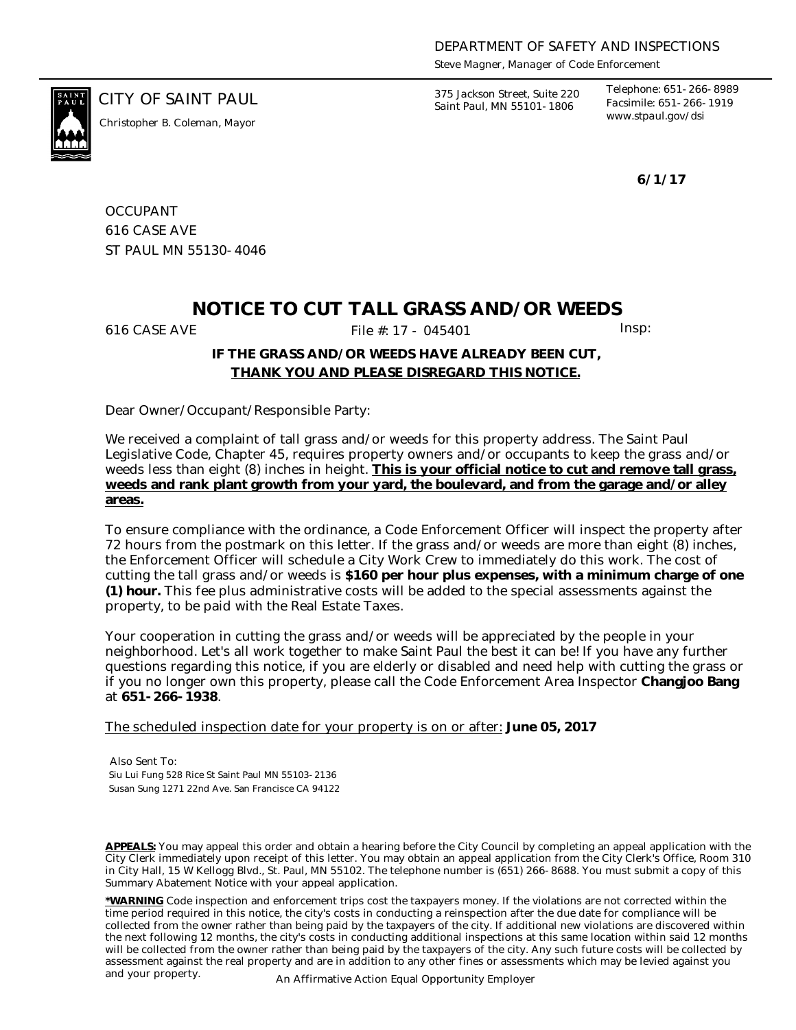DEPARTMENT OF SAFETY AND INSPECTIONS

*Steve Magner, Manager of Code Enforcement*

CITY OF SAINT PAUL

*Christopher B. Coleman, Mayor*

375 Jackson Street, Suite 220
Saint Paul, MN 55101-1806

Telephone: 651-266-8989
Facsimile: 651-266-1919
www.stpaul.gov/dsi

**6/1/17**

OCCUPANT
616 CASE AVE
ST PAUL MN 55130-4046

# NOTICE TO CUT TALL GRASS AND/OR WEEDS

616 CASE AVE File #: 17 - 045401 Insp:

**IF THE GRASS AND/OR WEEDS HAVE ALREADY BEEN CUT,**
**<u>THANK YOU AND PLEASE DISREGARD THIS NOTICE.</u>**

Dear Owner/Occupant/Responsible Party:

We received a complaint of tall grass and/or weeds for this property address. The Saint Paul Legislative Code, Chapter 45, requires property owners and/or occupants to keep the grass and/or weeds less than eight (8) inches in height. **<u>This is your official notice to cut and remove tall grass, weeds and rank plant growth from your yard, the boulevard, and from the garage and/or alley areas.</u>**

To ensure compliance with the ordinance, a Code Enforcement Officer will inspect the property after 72 hours from the postmark on this letter. If the grass and/or weeds are more than eight (8) inches, the Enforcement Officer will schedule a City Work Crew to immediately do this work. The cost of cutting the tall grass and/or weeds is **$160 per hour plus expenses, with a minimum charge of one (1) hour.** This fee plus administrative costs will be added to the special assessments against the property, to be paid with the Real Estate Taxes.

Your cooperation in cutting the grass and/or weeds will be appreciated by the people in your neighborhood. Let's all work together to make Saint Paul the best it can be! If you have any further questions regarding this notice, if you are elderly or disabled and need help with cutting the grass or if you no longer own this property, please call the Code Enforcement Area Inspector **Changjoo Bang** at **651-266-1938**.

<u>The scheduled inspection date for your property is on or after:</u> **June 05, 2017**

Also Sent To:
Siu Lui Fung 528 Rice St Saint Paul MN 55103-2136
Susan Sung 1271 22nd Ave. San Francisce CA 94122

**<u>APPEALS:</u>** You may appeal this order and obtain a hearing before the City Council by completing an appeal application with the City Clerk immediately upon receipt of this letter. You may obtain an appeal application from the City Clerk's Office, Room 310 in City Hall, 15 W Kellogg Blvd., St. Paul, MN 55102. The telephone number is (651) 266-8688. You must submit a copy of this Summary Abatement Notice with your appeal application.

**<u>*WARNING</u>** Code inspection and enforcement trips cost the taxpayers money. If the violations are not corrected within the time period required in this notice, the city's costs in conducting a reinspection after the due date for compliance will be collected from the owner rather than being paid by the taxpayers of the city. If additional new violations are discovered within the next following 12 months, the city's costs in conducting additional inspections at this same location within said 12 months will be collected from the owner rather than being paid by the taxpayers of the city. Any such future costs will be collected by assessment against the real property and are in addition to any other fines or assessments which may be levied against you and your property.

An Affirmative Action Equal Opportunity Employer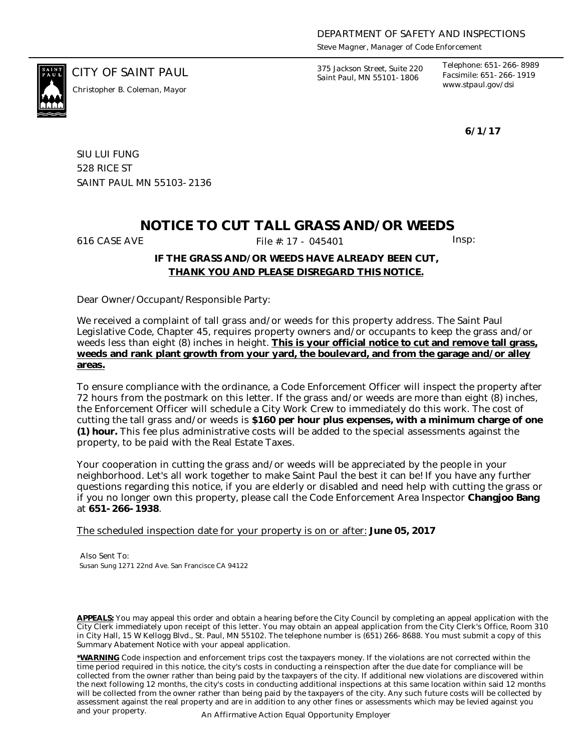DEPARTMENT OF SAFETY AND INSPECTIONS

*Steve Magner, Manager of Code Enforcement*

CITY OF SAINT PAUL

*Christopher B. Coleman, Mayor*

375 Jackson Street, Suite 220
Saint Paul, MN 55101-1806

Telephone: 651-266-8989
Facsimile: 651-266-1919
www.stpaul.gov/dsi

**6/1/17**

SIU LUI FUNG
528 RICE ST
SAINT PAUL MN 55103-2136

# NOTICE TO CUT TALL GRASS AND/OR WEEDS

616 CASE AVE File #: 17 - 045401 Insp:

**IF THE GRASS AND/OR WEEDS HAVE ALREADY BEEN CUT,**
**<u>THANK YOU AND PLEASE DISREGARD THIS NOTICE.</u>**

Dear Owner/Occupant/Responsible Party:

We received a complaint of tall grass and/or weeds for this property address. The Saint Paul Legislative Code, Chapter 45, requires property owners and/or occupants to keep the grass and/or weeds less than eight (8) inches in height. **<u>This is your official notice to cut and remove tall grass, weeds and rank plant growth from your yard, the boulevard, and from the garage and/or alley areas.</u>**

To ensure compliance with the ordinance, a Code Enforcement Officer will inspect the property after 72 hours from the postmark on this letter. If the grass and/or weeds are more than eight (8) inches, the Enforcement Officer will schedule a City Work Crew to immediately do this work. The cost of cutting the tall grass and/or weeds is **$160 per hour plus expenses, with a minimum charge of one (1) hour.** This fee plus administrative costs will be added to the special assessments against the property, to be paid with the Real Estate Taxes.

Your cooperation in cutting the grass and/or weeds will be appreciated by the people in your neighborhood. Let's all work together to make Saint Paul the best it can be! If you have any further questions regarding this notice, if you are elderly or disabled and need help with cutting the grass or if you no longer own this property, please call the Code Enforcement Area Inspector **Changjoo Bang** at **651-266-1938**.

<u>The scheduled inspection date for your property is on or after:</u> **June 05, 2017**

Also Sent To:
Susan Sung 1271 22nd Ave. San Francisce CA 94122

**<u>APPEALS:</u>** You may appeal this order and obtain a hearing before the City Council by completing an appeal application with the City Clerk immediately upon receipt of this letter. You may obtain an appeal application from the City Clerk's Office, Room 310 in City Hall, 15 W Kellogg Blvd., St. Paul, MN 55102. The telephone number is (651) 266-8688. You must submit a copy of this Summary Abatement Notice with your appeal application.

**<u>*WARNING</u>** Code inspection and enforcement trips cost the taxpayers money. If the violations are not corrected within the time period required in this notice, the city's costs in conducting a reinspection after the due date for compliance will be collected from the owner rather than being paid by the taxpayers of the city. If additional new violations are discovered within the next following 12 months, the city's costs in conducting additional inspections at this same location within said 12 months will be collected from the owner rather than being paid by the taxpayers of the city. Any such future costs will be collected by assessment against the real property and are in addition to any other fines or assessments which may be levied against you and your property.

An Affirmative Action Equal Opportunity Employer